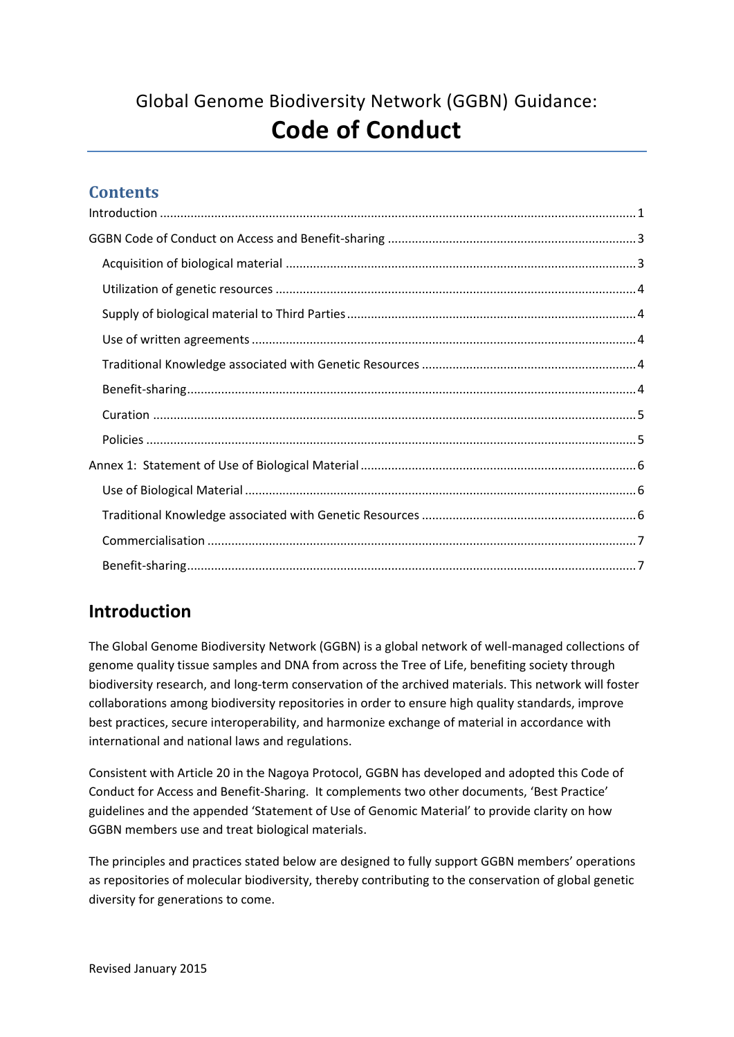# Global Genome Biodiversity Network (GGBN) Guidance:
# **Code of Conduct**

## Contents

- Introduction ..... 1
- GGBN Code of Conduct on Access and Benefit-sharing ..... 3
  - Acquisition of biological material ..... 3
  - Utilization of genetic resources ..... 4
  - Supply of biological material to Third Parties ..... 4
  - Use of written agreements ..... 4
  - Traditional Knowledge associated with Genetic Resources ..... 4
  - Benefit-sharing ..... 4
  - Curation ..... 5
  - Policies ..... 5
- Annex 1: Statement of Use of Biological Material ..... 6
  - Use of Biological Material ..... 6
  - Traditional Knowledge associated with Genetic Resources ..... 6
  - Commercialisation ..... 7
  - Benefit-sharing ..... 7

## Introduction

The Global Genome Biodiversity Network (GGBN) is a global network of well-managed collections of genome quality tissue samples and DNA from across the Tree of Life, benefiting society through biodiversity research, and long-term conservation of the archived materials. This network will foster collaborations among biodiversity repositories in order to ensure high quality standards, improve best practices, secure interoperability, and harmonize exchange of material in accordance with international and national laws and regulations.

Consistent with Article 20 in the Nagoya Protocol, GGBN has developed and adopted this Code of Conduct for Access and Benefit-Sharing. It complements two other documents, 'Best Practice' guidelines and the appended 'Statement of Use of Genomic Material' to provide clarity on how GGBN members use and treat biological materials.

The principles and practices stated below are designed to fully support GGBN members' operations as repositories of molecular biodiversity, thereby contributing to the conservation of global genetic diversity for generations to come.

Revised January 2015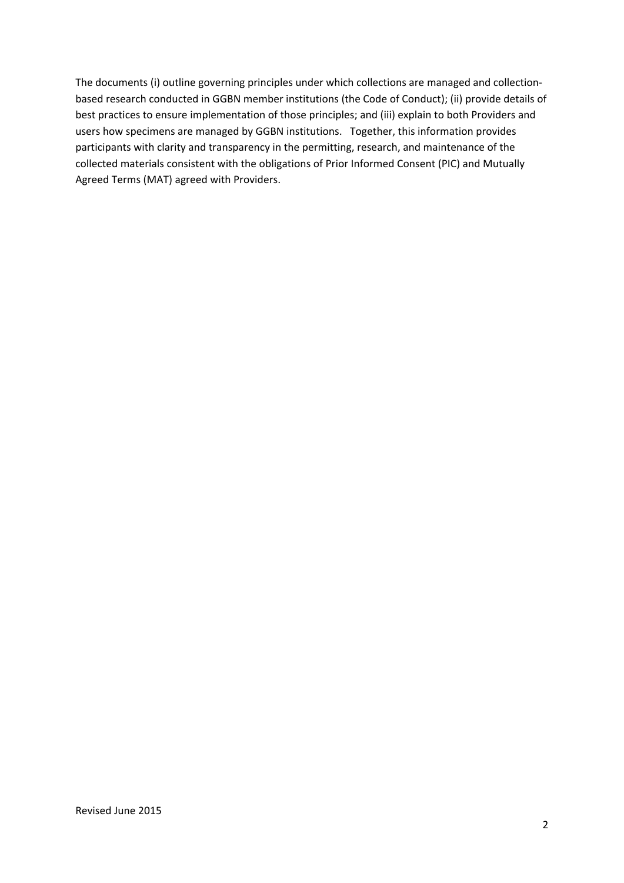The documents (i) outline governing principles under which collections are managed and collection-based research conducted in GGBN member institutions (the Code of Conduct); (ii) provide details of best practices to ensure implementation of those principles; and (iii) explain to both Providers and users how specimens are managed by GGBN institutions. Together, this information provides participants with clarity and transparency in the permitting, research, and maintenance of the collected materials consistent with the obligations of Prior Informed Consent (PIC) and Mutually Agreed Terms (MAT) agreed with Providers.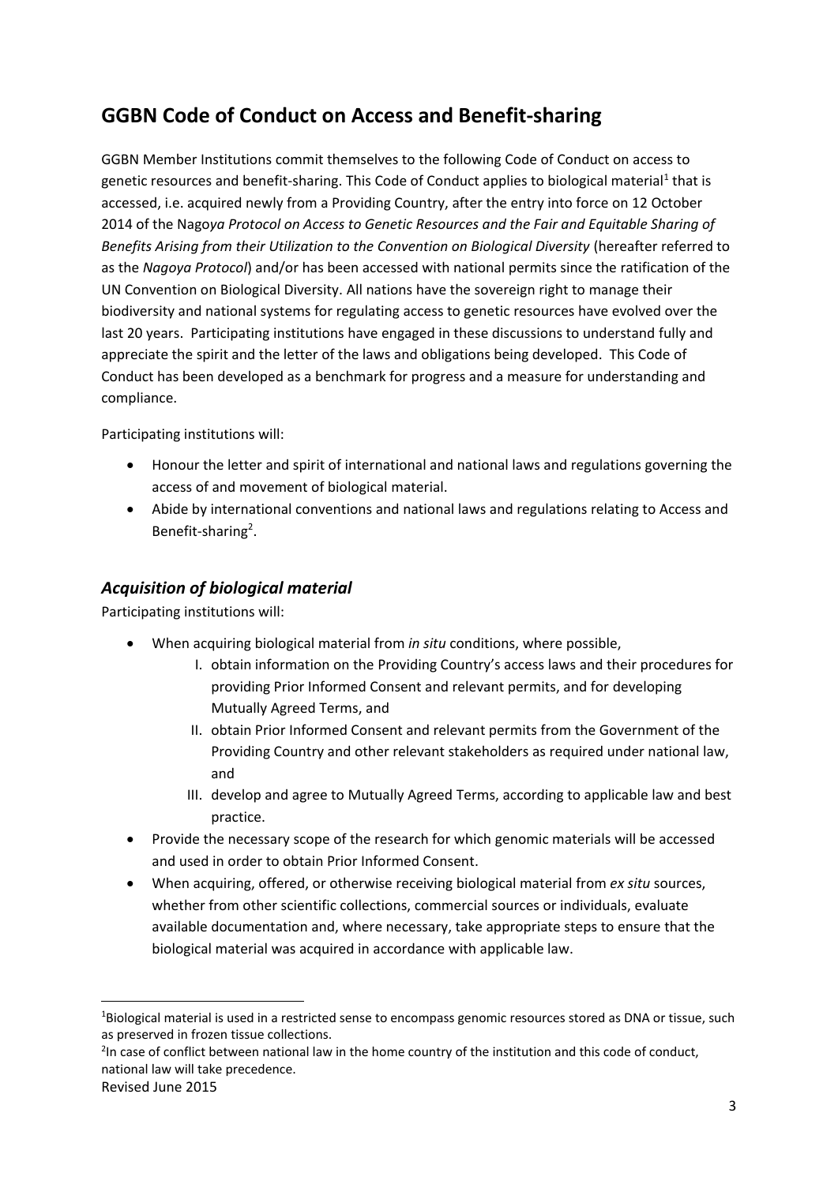## GGBN Code of Conduct on Access and Benefit-sharing

GGBN Member Institutions commit themselves to the following Code of Conduct on access to genetic resources and benefit-sharing. This Code of Conduct applies to biological material[1] that is accessed, i.e. acquired newly from a Providing Country, after the entry into force on 12 October 2014 of the Nago*ya Protocol on Access to Genetic Resources and the Fair and Equitable Sharing of Benefits Arising from their Utilization to the Convention on Biological Diversity* (hereafter referred to as the *Nagoya Protocol*) and/or has been accessed with national permits since the ratification of the UN Convention on Biological Diversity. All nations have the sovereign right to manage their biodiversity and national systems for regulating access to genetic resources have evolved over the last 20 years. Participating institutions have engaged in these discussions to understand fully and appreciate the spirit and the letter of the laws and obligations being developed. This Code of Conduct has been developed as a benchmark for progress and a measure for understanding and compliance.

Participating institutions will:

- Honour the letter and spirit of international and national laws and regulations governing the access of and movement of biological material.
- Abide by international conventions and national laws and regulations relating to Access and Benefit-sharing[2].

### *Acquisition of biological material*

Participating institutions will:

- When acquiring biological material from *in situ* conditions, where possible,
    - I. obtain information on the Providing Country's access laws and their procedures for providing Prior Informed Consent and relevant permits, and for developing Mutually Agreed Terms, and
    - II. obtain Prior Informed Consent and relevant permits from the Government of the Providing Country and other relevant stakeholders as required under national law, and
    - III. develop and agree to Mutually Agreed Terms, according to applicable law and best practice.
- Provide the necessary scope of the research for which genomic materials will be accessed and used in order to obtain Prior Informed Consent.
- When acquiring, offered, or otherwise receiving biological material from *ex situ* sources, whether from other scientific collections, commercial sources or individuals, evaluate available documentation and, where necessary, take appropriate steps to ensure that the biological material was acquired in accordance with applicable law.

---

[1]Biological material is used in a restricted sense to encompass genomic resources stored as DNA or tissue, such as preserved in frozen tissue collections.

[2]In case of conflict between national law in the home country of the institution and this code of conduct, national law will take precedence.

Revised June 2015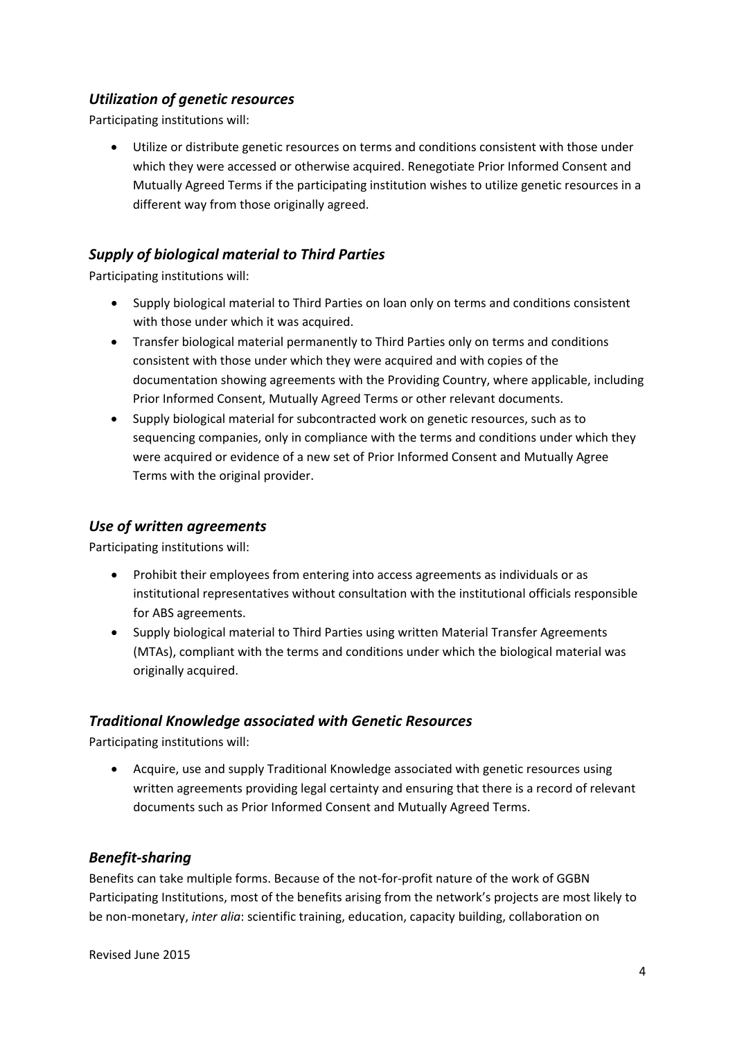### *Utilization of genetic resources*

Participating institutions will:

- Utilize or distribute genetic resources on terms and conditions consistent with those under which they were accessed or otherwise acquired. Renegotiate Prior Informed Consent and Mutually Agreed Terms if the participating institution wishes to utilize genetic resources in a different way from those originally agreed.

### *Supply of biological material to Third Parties*

Participating institutions will:

- Supply biological material to Third Parties on loan only on terms and conditions consistent with those under which it was acquired.
- Transfer biological material permanently to Third Parties only on terms and conditions consistent with those under which they were acquired and with copies of the documentation showing agreements with the Providing Country, where applicable, including Prior Informed Consent, Mutually Agreed Terms or other relevant documents.
- Supply biological material for subcontracted work on genetic resources, such as to sequencing companies, only in compliance with the terms and conditions under which they were acquired or evidence of a new set of Prior Informed Consent and Mutually Agree Terms with the original provider.

### *Use of written agreements*

Participating institutions will:

- Prohibit their employees from entering into access agreements as individuals or as institutional representatives without consultation with the institutional officials responsible for ABS agreements.
- Supply biological material to Third Parties using written Material Transfer Agreements (MTAs), compliant with the terms and conditions under which the biological material was originally acquired.

### *Traditional Knowledge associated with Genetic Resources*

Participating institutions will:

- Acquire, use and supply Traditional Knowledge associated with genetic resources using written agreements providing legal certainty and ensuring that there is a record of relevant documents such as Prior Informed Consent and Mutually Agreed Terms.

### *Benefit-sharing*

Benefits can take multiple forms. Because of the not-for-profit nature of the work of GGBN Participating Institutions, most of the benefits arising from the network's projects are most likely to be non-monetary, *inter alia*: scientific training, education, capacity building, collaboration on

Revised June 2015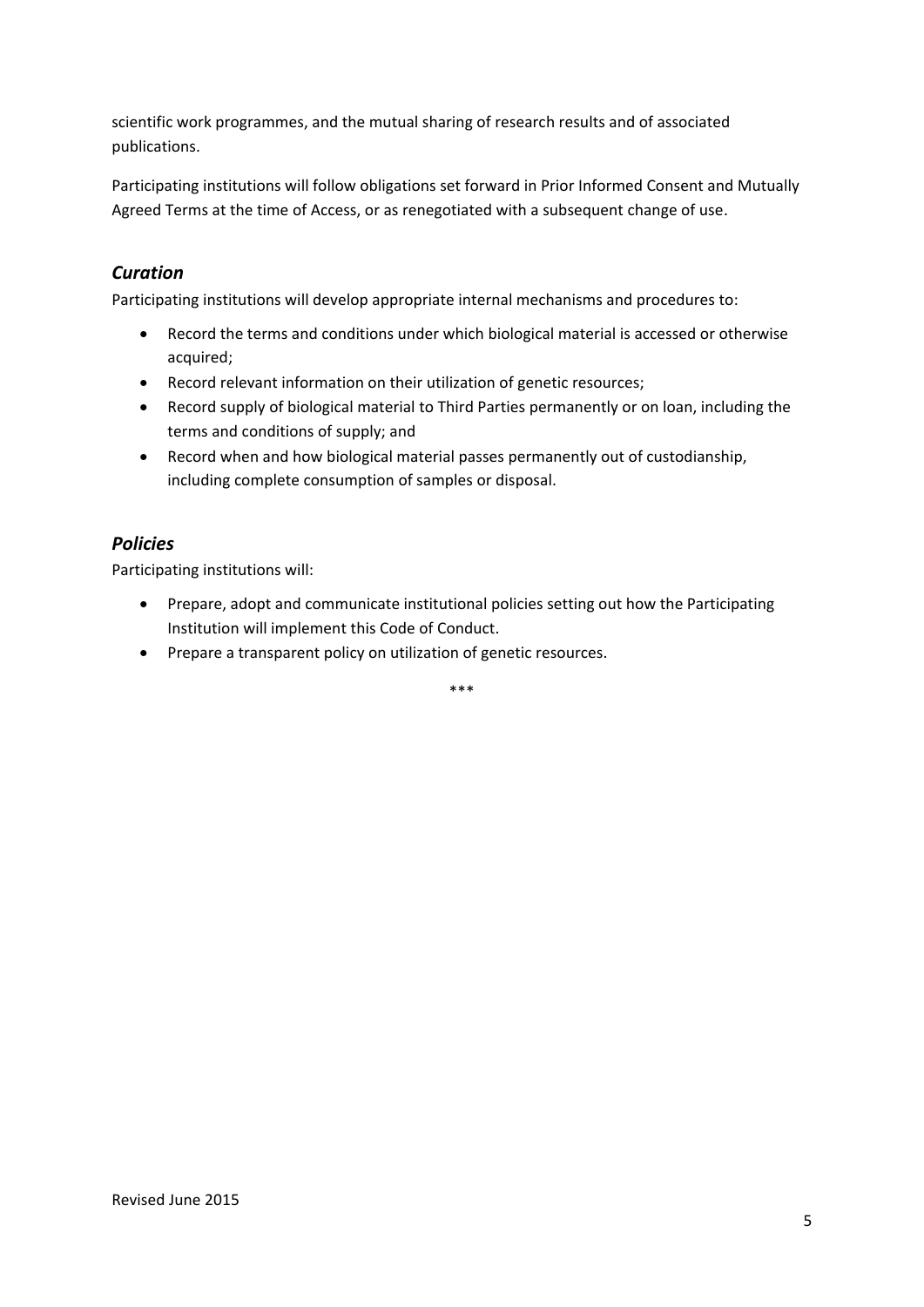scientific work programmes, and the mutual sharing of research results and of associated publications.

Participating institutions will follow obligations set forward in Prior Informed Consent and Mutually Agreed Terms at the time of Access, or as renegotiated with a subsequent change of use.

## *Curation*

Participating institutions will develop appropriate internal mechanisms and procedures to:

- Record the terms and conditions under which biological material is accessed or otherwise acquired;
- Record relevant information on their utilization of genetic resources;
- Record supply of biological material to Third Parties permanently or on loan, including the terms and conditions of supply; and
- Record when and how biological material passes permanently out of custodianship, including complete consumption of samples or disposal.

## *Policies*

Participating institutions will:

- Prepare, adopt and communicate institutional policies setting out how the Participating Institution will implement this Code of Conduct.
- Prepare a transparent policy on utilization of genetic resources.

***

Revised June 2015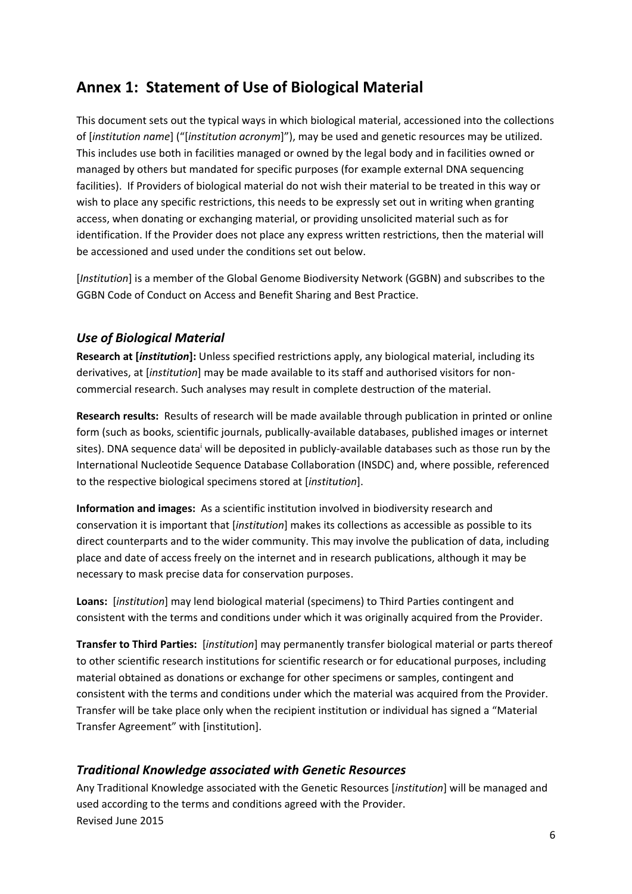# Annex 1: Statement of Use of Biological Material

This document sets out the typical ways in which biological material, accessioned into the collections of [*institution name*] ("[*institution acronym*]"), may be used and genetic resources may be utilized. This includes use both in facilities managed or owned by the legal body and in facilities owned or managed by others but mandated for specific purposes (for example external DNA sequencing facilities). If Providers of biological material do not wish their material to be treated in this way or wish to place any specific restrictions, this needs to be expressly set out in writing when granting access, when donating or exchanging material, or providing unsolicited material such as for identification. If the Provider does not place any express written restrictions, then the material will be accessioned and used under the conditions set out below.

[*Institution*] is a member of the Global Genome Biodiversity Network (GGBN) and subscribes to the GGBN Code of Conduct on Access and Benefit Sharing and Best Practice.

## *Use of Biological Material*

**Research at [*institution*]:** Unless specified restrictions apply, any biological material, including its derivatives, at [*institution*] may be made available to its staff and authorised visitors for non-commercial research. Such analyses may result in complete destruction of the material.

**Research results:** Results of research will be made available through publication in printed or online form (such as books, scientific journals, publically-available databases, published images or internet sites). DNA sequence data[i] will be deposited in publicly-available databases such as those run by the International Nucleotide Sequence Database Collaboration (INSDC) and, where possible, referenced to the respective biological specimens stored at [*institution*].

**Information and images:** As a scientific institution involved in biodiversity research and conservation it is important that [*institution*] makes its collections as accessible as possible to its direct counterparts and to the wider community. This may involve the publication of data, including place and date of access freely on the internet and in research publications, although it may be necessary to mask precise data for conservation purposes.

**Loans:** [*institution*] may lend biological material (specimens) to Third Parties contingent and consistent with the terms and conditions under which it was originally acquired from the Provider.

**Transfer to Third Parties:** [*institution*] may permanently transfer biological material or parts thereof to other scientific research institutions for scientific research or for educational purposes, including material obtained as donations or exchange for other specimens or samples, contingent and consistent with the terms and conditions under which the material was acquired from the Provider. Transfer will be take place only when the recipient institution or individual has signed a "Material Transfer Agreement" with [institution].

## *Traditional Knowledge associated with Genetic Resources*

Any Traditional Knowledge associated with the Genetic Resources [*institution*] will be managed and used according to the terms and conditions agreed with the Provider.

Revised June 2015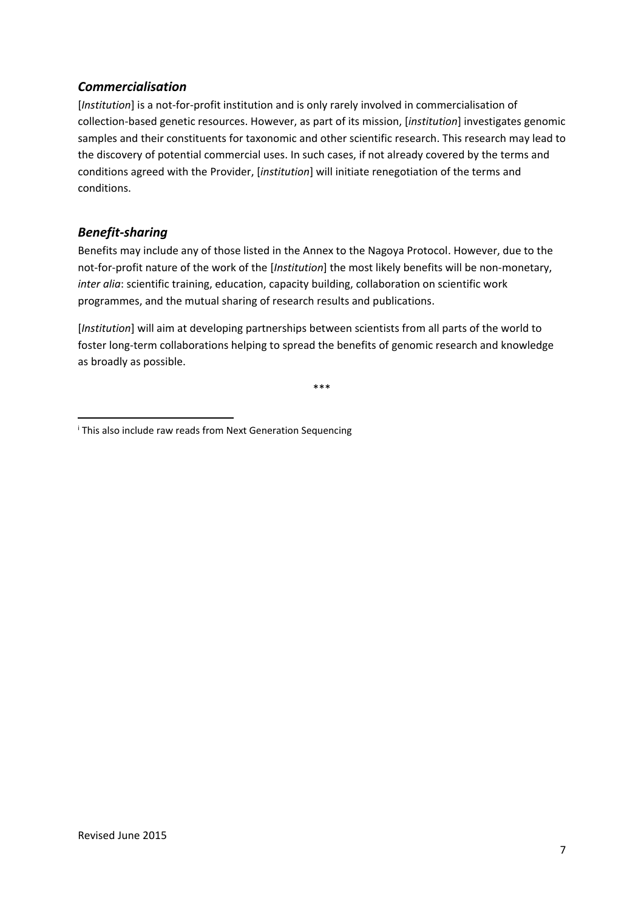### *Commercialisation*

[*Institution*] is a not-for-profit institution and is only rarely involved in commercialisation of collection-based genetic resources. However, as part of its mission, [*institution*] investigates genomic samples and their constituents for taxonomic and other scientific research. This research may lead to the discovery of potential commercial uses. In such cases, if not already covered by the terms and conditions agreed with the Provider, [*institution*] will initiate renegotiation of the terms and conditions.

### *Benefit-sharing*

Benefits may include any of those listed in the Annex to the Nagoya Protocol. However, due to the not-for-profit nature of the work of the [*Institution*] the most likely benefits will be non-monetary, *inter alia*: scientific training, education, capacity building, collaboration on scientific work programmes, and the mutual sharing of research results and publications.

[*Institution*] will aim at developing partnerships between scientists from all parts of the world to foster long-term collaborations helping to spread the benefits of genomic research and knowledge as broadly as possible.

***

---

[i] This also include raw reads from Next Generation Sequencing

Revised June 2015